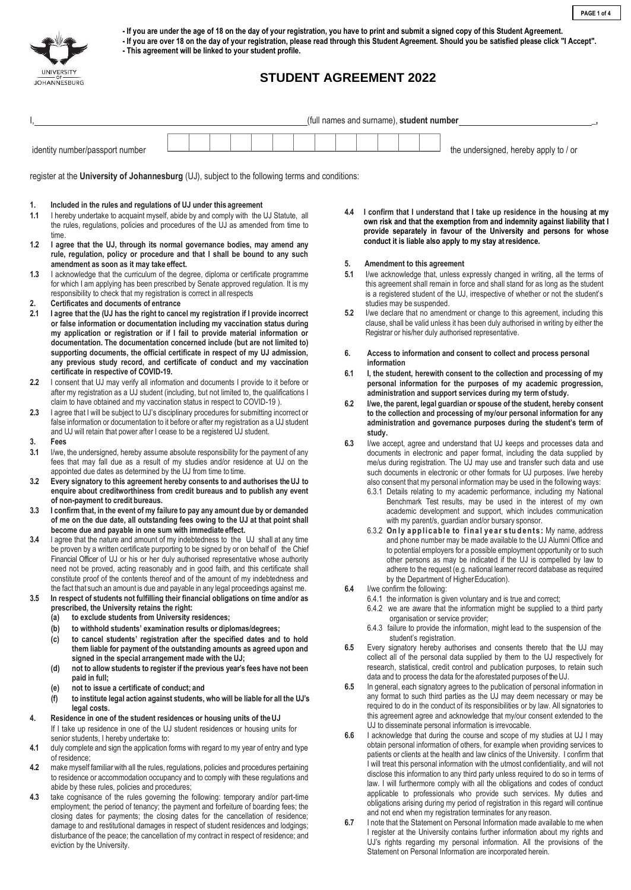- **If you are under the age of 18 on the day of your registration, you have to print and submit a signed copy of this Student Agreement.**
- **If you are over 18 on the day of your registration, please read through this Student Agreement. Should you be satisfied please click "I Accept".**
- **This agreement will be linked to your student profile.**

# STUDENT AGREEMENT 2022

I,\_\_\_\_\_\_\_\_\_\_\_\_\_\_\_\_\_\_\_\_\_\_\_\_\_\_\_\_\_\_\_\_\_\_\_\_\_\_\_\_(full names and surname), **student number**\_\_\_\_\_\_\_\_\_\_\_\_\_\_\_\_\_\_\_\_,

identity number/passport number | | | | | | | | | | | | | | the undersigned, hereby apply to / or

register at the **University of Johannesburg** (UJ), subject to the following terms and conditions:

**1. Included in the rules and regulations of UJ under this agreement**

**1.1** I hereby undertake to acquaint myself, abide by and comply with the UJ Statute, all the rules, regulations, policies and procedures of the UJ as amended from time to time.

**1.2** **I agree that the UJ, through its normal governance bodies, may amend any rule, regulation, policy or procedure and that I shall be bound to any such amendment as soon as it may take effect.**

**1.3** I acknowledge that the curriculum of the degree, diploma or certificate programme for which I am applying has been prescribed by Senate approved regulation. It is my responsibility to check that my registration is correct in all respects

**2. Certificates and documents of entrance**

**2.1** **I agree that the (UJ has the right to cancel my registration if I provide incorrect or false information or documentation including my vaccination status during my application or registration or if I fail to provide material information or documentation. The documentation concerned include (but are not limited to) supporting documents, the official certificate in respect of my UJ admission, any previous study record, and certificate of conduct and my vaccination certificate in respective of COVID-19.**

**2.2** I consent that UJ may verify all information and documents I provide to it before or after my registration as a UJ student (including, but not limited to, the qualifications I claim to have obtained and my vaccination status in respect to COVID-19 ).

**2.3** I agree that I will be subject to UJ's disciplinary procedures for submitting incorrect or false information or documentation to it before or after my registration as a UJ student and UJ will retain that power after I cease to be a registered UJ student.

**3. Fees**

**3.1** I/we, the undersigned, hereby assume absolute responsibility for the payment of any fees that may fall due as a result of my studies and/or residence at UJ on the appointed due dates as determined by the UJ from time to time.

**3.2** **Every signatory to this agreement hereby consents to and authorises the UJ to enquire about creditworthiness from credit bureaus and to publish any event of non-payment to credit bureaus.**

**3.3** **I confirm that, in the event of my failure to pay any amount due by or demanded of me on the due date, all outstanding fees owing to the UJ at that point shall become due and payable in one sum with immediate effect.**

**3.4** I agree that the nature and amount of my indebtedness to the UJ shall at any time be proven by a written certificate purporting to be signed by or on behalf of the Chief Financial Officer of UJ or his or her duly authorised representative whose authority need not be proved, acting reasonably and in good faith, and this certificate shall constitute proof of the contents thereof and of the amount of my indebtedness and the fact that such an amount is due and payable in any legal proceedings against me.

**3.5** **In respect of students not fulfilling their financial obligations on time and/or as prescribed, the University retains the right:**

- **(a) to exclude students from University residences;**
- **(b) to withhold students' examination results or diplomas/degrees;**
- **(c) to cancel students' registration after the specified dates and to hold them liable for payment of the outstanding amounts as agreed upon and signed in the special arrangement made with the UJ;**
- **(d) not to allow students to register if the previous year's fees have not been paid in full;**
- **(e) not to issue a certificate of conduct; and**
- **(f) to institute legal action against students, who will be liable for all the UJ's legal costs.**

**4. Residence in one of the student residences or housing units of the UJ**

If I take up residence in one of the UJ student residences or housing units for senior students, I hereby undertake to:

**4.1** duly complete and sign the application forms with regard to my year of entry and type of residence;

**4.2** make myself familiar with all the rules, regulations, policies and procedures pertaining to residence or accommodation occupancy and to comply with these regulations and abide by these rules, policies and procedures;

**4.3** take cognisance of the rules governing the following: temporary and/or part-time employment; the period of tenancy; the payment and forfeiture of boarding fees; the closing dates for payments; the closing dates for the cancellation of residence; damage to and restitutional damages in respect of student residences and lodgings; disturbance of the peace; the cancellation of my contract in respect of residence; and eviction by the University.

**4.4** **I confirm that I understand that I take up residence in the housing at my own risk and that the exemption from and indemnity against liability that I provide separately in favour of the University and persons for whose conduct it is liable also apply to my stay at residence.**

**5. Amendment to this agreement**

**5.1** I/we acknowledge that, unless expressly changed in writing, all the terms of this agreement shall remain in force and shall stand for as long as the student is a registered student of the UJ, irrespective of whether or not the student's studies may be suspended.

**5.2** I/we declare that no amendment or change to this agreement, including this clause, shall be valid unless it has been duly authorised in writing by either the Registrar or his/her duly authorised representative.

**6. Access to information and consent to collect and process personal information**

**6.1** **I, the student, herewith consent to the collection and processing of my personal information for the purposes of my academic progression, administration and support services during my term of study.**

**6.2** **I/we, the parent, legal guardian or spouse of the student, hereby consent to the collection and processing of my/our personal information for any administration and governance purposes during the student's term of study.**

**6.3** I/we accept, agree and understand that UJ keeps and processes data and documents in electronic and paper format, including the data supplied by me/us during registration. The UJ may use and transfer such data and use such documents in electronic or other formats for UJ purposes. I/we hereby also consent that my personal information may be used in the following ways:

- 6.3.1 Details relating to my academic performance, including my National Benchmark Test results, may be used in the interest of my own academic development and support, which includes communication with my parent/s, guardian and/or bursary sponsor.
- 6.3.2 **Only applicable to final year students:** My name, address and phone number may be made available to the UJ Alumni Office and to potential employers for a possible employment opportunity or to such other persons as may be indicated if the UJ is compelled by law to adhere to the request (e.g. national learner record database as required by the Department of Higher Education).

**6.4** I/we confirm the following:

- 6.4.1 the information is given voluntary and is true and correct;
- 6.4.2 we are aware that the information might be supplied to a third party organisation or service provider;
- 6.4.3 failure to provide the information, might lead to the suspension of the student's registration.

**6.5** Every signatory hereby authorises and consents thereto that the UJ may collect all of the personal data supplied by them to the UJ respectively for research, statistical, credit control and publication purposes, to retain such data and to process the data for the aforestated purposes of the UJ.

**6.5** In general, each signatory agrees to the publication of personal information in any format to such third parties as the UJ may deem necessary or may be required to do in the conduct of its responsibilities or by law. All signatories to this agreement agree and acknowledge that my/our consent extended to the UJ to disseminate personal information is irrevocable.

**6.6** I acknowledge that during the course and scope of my studies at UJ I may obtain personal information of others, for example when providing services to patients or clients at the health and law clinics of the University. I confirm that I will treat this personal information with the utmost confidentiality, and will not disclose this information to any third party unless required to do so in terms of law. I will furthermore comply with all the obligations and codes of conduct applicable to professionals who provide such services. My duties and obligations arising during my period of registration in this regard will continue and not end when my registration terminates for any reason.

**6.7** I note that the Statement on Personal Information made available to me when I register at the University contains further information about my rights and UJ's rights regarding my personal information. All the provisions of the Statement on Personal Information are incorporated herein.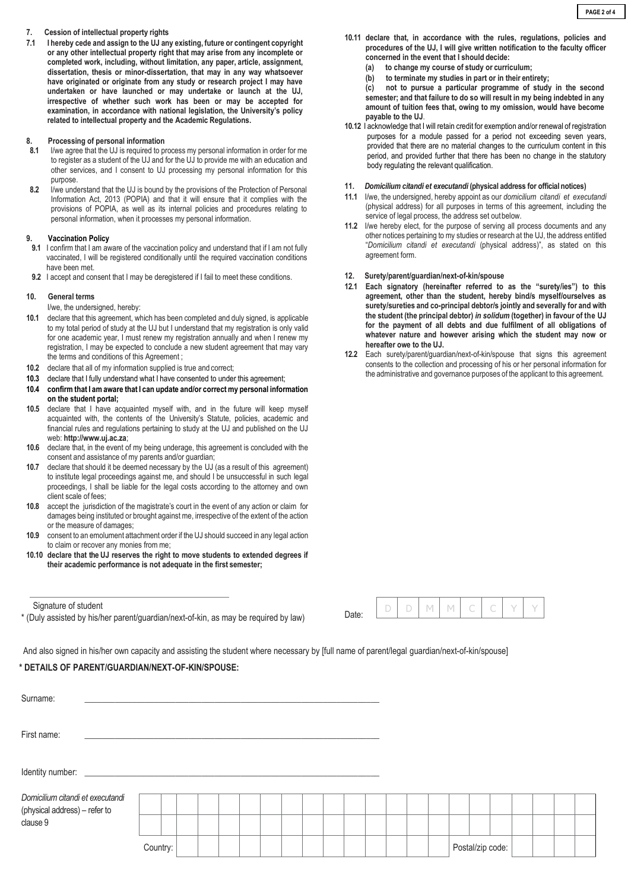**7. Cession of intellectual property rights**

**7.1 I hereby cede and assign to the UJ any existing, future or contingent copyright or any other intellectual property right that may arise from any incomplete or completed work, including, without limitation, any paper, article, assignment, dissertation, thesis or minor-dissertation, that may in any way whatsoever have originated or originate from any study or research project I may have undertaken or have launched or may undertake or launch at the UJ, irrespective of whether such work has been or may be accepted for examination, in accordance with national legislation, the University's policy related to intellectual property and the Academic Regulations.**

**8. Processing of personal information**

**8.1** I/we agree that the UJ is required to process my personal information in order for me to register as a student of the UJ and for the UJ to provide me with an education and other services, and I consent to UJ processing my personal information for this purpose.

**8.2** I/we understand that the UJ is bound by the provisions of the Protection of Personal Information Act, 2013 (POPIA) and that it will ensure that it complies with the provisions of POPIA, as well as its internal policies and procedures relating to personal information, when it processes my personal information.

**9. Vaccination Policy**

**9.1** I confirm that I am aware of the vaccination policy and understand that if I am not fully vaccinated, I will be registered conditionally until the required vaccination conditions have been met.

**9.2** I accept and consent that I may be deregistered if I fail to meet these conditions.

**10. General terms**

I/we, the undersigned, hereby:

**10.1** declare that this agreement, which has been completed and duly signed, is applicable to my total period of study at the UJ but I understand that my registration is only valid for one academic year, I must renew my registration annually and when I renew my registration, I may be expected to conclude a new student agreement that may vary the terms and conditions of this Agreement ;

**10.2** declare that all of my information supplied is true and correct;

**10.3** declare that I fully understand what I have consented to under this agreement;

**10.4 confirm that I am aware that I can update and/or correct my personal information on the student portal;**

**10.5** declare that I have acquainted myself with, and in the future will keep myself acquainted with, the contents of the University's Statute, policies, academic and financial rules and regulations pertaining to study at the UJ and published on the UJ web: **http://www.uj.ac.za**;

**10.6** declare that, in the event of my being underage, this agreement is concluded with the consent and assistance of my parents and/or guardian;

**10.7** declare that should it be deemed necessary by the UJ (as a result of this agreement) to institute legal proceedings against me, and should I be unsuccessful in such legal proceedings, I shall be liable for the legal costs according to the attorney and own client scale of fees;

**10.8** accept the jurisdiction of the magistrate's court in the event of any action or claim for damages being instituted or brought against me, irrespective of the extent of the action or the measure of damages;

**10.9** consent to an emolument attachment order if the UJ should succeed in any legal action to claim or recover any monies from me;

**10.10 declare that the UJ reserves the right to move students to extended degrees if their academic performance is not adequate in the first semester;**

**10.11 declare that, in accordance with the rules, regulations, policies and procedures of the UJ, I will give written notification to the faculty officer concerned in the event that I should decide:**

**(a) to change my course of study or curriculum;**

**(b) to terminate my studies in part or in their entirety;**

**(c) not to pursue a particular programme of study in the second semester; and that failure to do so will result in my being indebted in any amount of tuition fees that, owing to my omission, would have become payable to the UJ**.

**10.12** I acknowledge that I will retain credit for exemption and/or renewal of registration purposes for a module passed for a period not exceeding seven years, provided that there are no material changes to the curriculum content in this period, and provided further that there has been no change in the statutory body regulating the relevant qualification.

**11. *Domicilium citandi et executandi* (physical address for official notices)**

**11.1** I/we, the undersigned, hereby appoint as our *domicilium citandi et executandi* (physical address) for all purposes in terms of this agreement, including the service of legal process, the address set out below.

**11.2** I/we hereby elect, for the purpose of serving all process documents and any other notices pertaining to my studies or research at the UJ, the address entitled "*Domicilium citandi et executandi* (physical address)", as stated on this agreement form.

**12. Surety/parent/guardian/next-of-kin/spouse**

**12.1 Each signatory (hereinafter referred to as the "surety/ies") to this agreement, other than the student, hereby bind/s myself/ourselves as surety/sureties and co-principal debtor/s jointly and severally for and with the student (the principal debtor) *in solidum* (together) in favour of the UJ for the payment of all debts and due fulfilment of all obligations of whatever nature and however arising which the student may now or hereafter owe to the UJ.**

**12.2** Each surety/parent/guardian/next-of-kin/spouse that signs this agreement consents to the collection and processing of his or her personal information for the administrative and governance purposes of the applicant to this agreement.

\_\_\_\_\_\_\_\_\_\_\_\_\_\_\_\_\_\_\_\_\_\_\_\_\_\_\_\_\_\_\_\_\_\_\_\_\_\_\_\_

Signature of student

\* (Duly assisted by his/her parent/guardian/next-of-kin, as may be required by law)

Date: | D | D | M | M | C | C | Y | Y |

And also signed in his/her own capacity and assisting the student where necessary by [full name of parent/legal guardian/next-of-kin/spouse]

**\* DETAILS OF PARENT/GUARDIAN/NEXT-OF-KIN/SPOUSE:**

Surname: \_\_\_\_\_\_\_\_\_\_\_\_\_\_\_\_\_\_\_\_\_\_\_\_\_\_\_\_\_\_\_\_\_\_\_\_\_\_\_\_

First name: \_\_\_\_\_\_\_\_\_\_\_\_\_\_\_\_\_\_\_\_\_\_\_\_\_\_\_\_\_\_\_\_\_\_\_\_\_\_\_\_

Identity number: \_\_\_\_\_\_\_\_\_\_\_\_\_\_\_\_\_\_\_\_\_\_\_\_\_\_\_\_\_\_\_\_\_\_\_\_\_\_\_\_

*Domicilium citandi et executandi* (physical address) – refer to clause 9

Country: \_\_\_\_\_\_\_\_\_\_\_\_\_\_\_\_\_\_\_\_ Postal/zip code: \_\_\_\_\_\_\_\_\_\_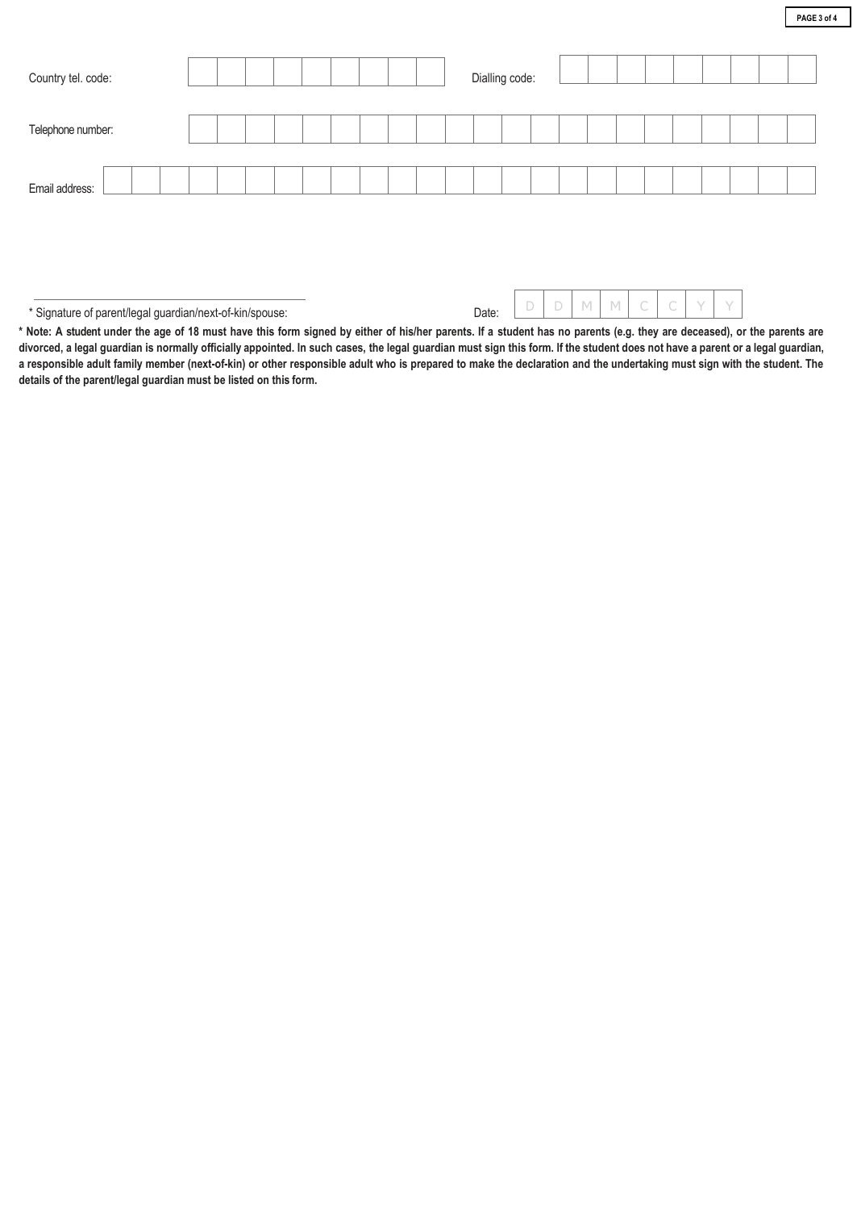Country tel. code: | | | | | | | | | |  Dialling code: | | | | | | | | | |

Telephone number: | | | | | | | | | | | | | | | | | | | | | | |

Email address: | | | | | | | | | | | | | | | | | | | | | | | | | | |

_______________________________________________

* Signature of parent/legal guardian/next-of-kin/spouse:  Date: | D | D | M | M | C | C | Y | Y |

**\* Note: A student under the age of 18 must have this form signed by either of his/her parents. If a student has no parents (e.g. they are deceased), or the parents are divorced, a legal guardian is normally officially appointed. In such cases, the legal guardian must sign this form. If the student does not have a parent or a legal guardian, a responsible adult family member (next-of-kin) or other responsible adult who is prepared to make the declaration and the undertaking must sign with the student. The details of the parent/legal guardian must be listed on this form.**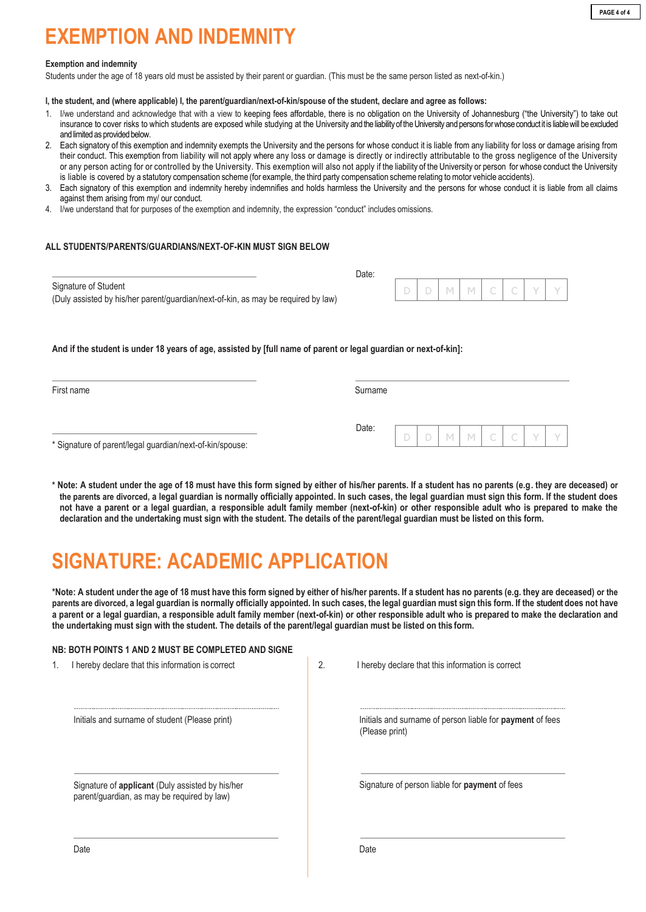# EXEMPTION AND INDEMNITY

**Exemption and indemnity**

Students under the age of 18 years old must be assisted by their parent or guardian. (This must be the same person listed as next-of-kin.)

**I, the student, and (where applicable) I, the parent/guardian/next-of-kin/spouse of the student, declare and agree as follows:**

1. I/we understand and acknowledge that with a view to keeping fees affordable, there is no obligation on the University of Johannesburg ("the University") to take out insurance to cover risks to which students are exposed while studying at the University and the liability of the University and persons for whose conduct it is liable will be excluded and limited as provided below.
2. Each signatory of this exemption and indemnity exempts the University and the persons for whose conduct it is liable from any liability for loss or damage arising from their conduct. This exemption from liability will not apply where any loss or damage is directly or indirectly attributable to the gross negligence of the University or any person acting for or controlled by the University. This exemption will also not apply if the liability of the University or person for whose conduct the University is liable is covered by a statutory compensation scheme (for example, the third party compensation scheme relating to motor vehicle accidents).
3. Each signatory of this exemption and indemnity hereby indemnifies and holds harmless the University and the persons for whose conduct it is liable from all claims against them arising from my/ our conduct.
4. I/we understand that for purposes of the exemption and indemnity, the expression "conduct" includes omissions.

**ALL STUDENTS/PARENTS/GUARDIANS/NEXT-OF-KIN MUST SIGN BELOW**

Signature of Student
(Duly assisted by his/her parent/guardian/next-of-kin, as may be required by law)

Date: D D M M C C Y Y

**And if the student is under 18 years of age, assisted by [full name of parent or legal guardian or next-of-kin]:**

First name

Surname

\* Signature of parent/legal guardian/next-of-kin/spouse:

Date: D D M M C C Y Y

**\* Note: A student under the age of 18 must have this form signed by either of his/her parents. If a student has no parents (e.g. they are deceased) or the parents are divorced, a legal guardian is normally officially appointed. In such cases, the legal guardian must sign this form. If the student does not have a parent or a legal guardian, a responsible adult family member (next-of-kin) or other responsible adult who is prepared to make the declaration and the undertaking must sign with the student. The details of the parent/legal guardian must be listed on this form.**

# SIGNATURE: ACADEMIC APPLICATION

**\*Note: A student under the age of 18 must have this form signed by either of his/her parents. If a student has no parents (e.g. they are deceased) or the parents are divorced, a legal guardian is normally officially appointed. In such cases, the legal guardian must sign this form. If the student does not have a parent or a legal guardian, a responsible adult family member (next-of-kin) or other responsible adult who is prepared to make the declaration and the undertaking must sign with the student. The details of the parent/legal guardian must be listed on this form.**

**NB: BOTH POINTS 1 AND 2 MUST BE COMPLETED AND SIGNE**

1. I hereby declare that this information is correct

   Initials and surname of student (Please print)

   Signature of **applicant** (Duly assisted by his/her parent/guardian, as may be required by law)

   Date

2. I hereby declare that this information is correct

   Initials and surname of person liable for **payment** of fees (Please print)

   Signature of person liable for **payment** of fees

   Date